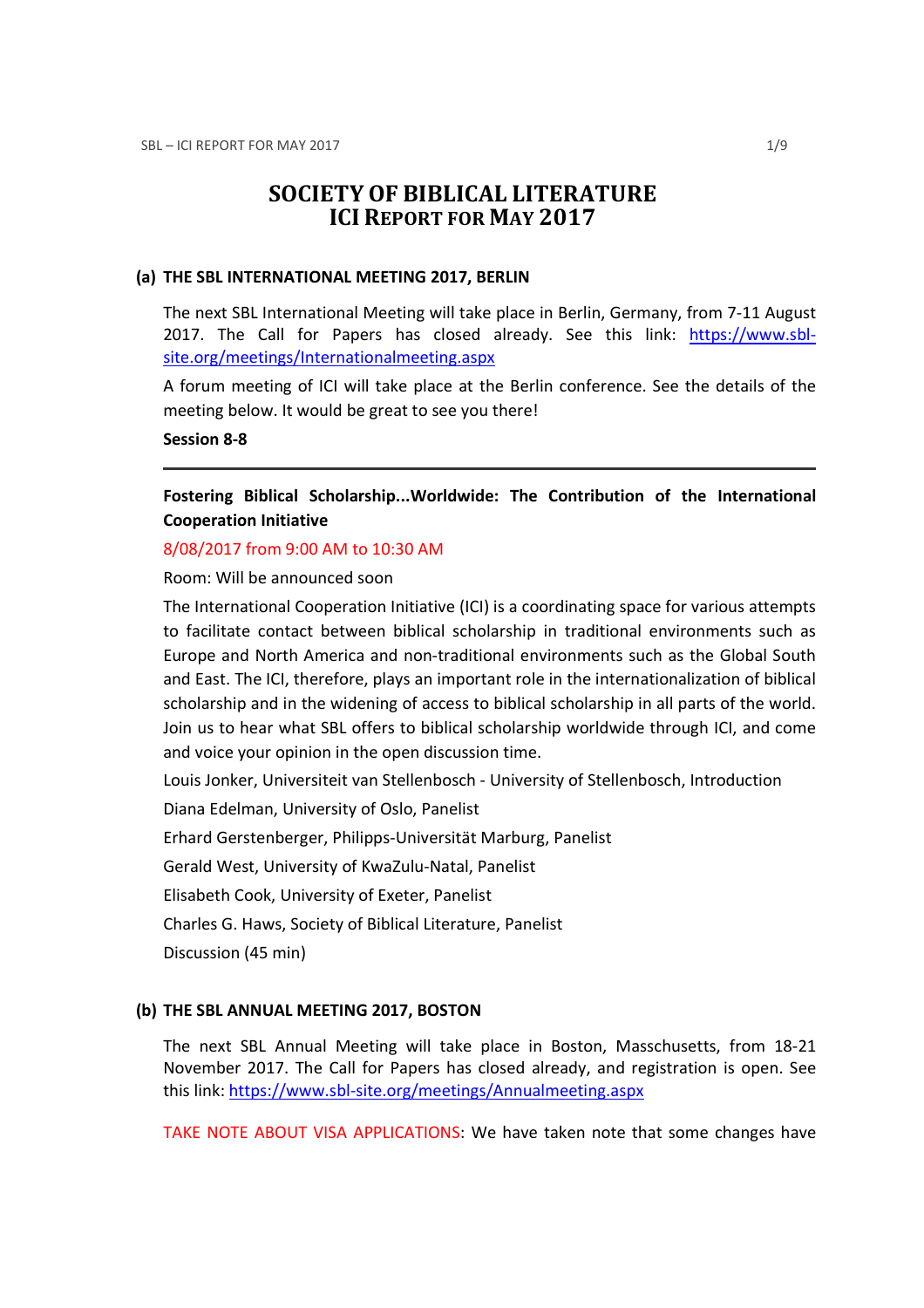# SOCIETY OF BIBLICAL LITERATURE
# ICI REPORT FOR MAY 2017

## (a) THE SBL INTERNATIONAL MEETING 2017, BERLIN

The next SBL International Meeting will take place in Berlin, Germany, from 7-11 August 2017. The Call for Papers has closed already. See this link: [https://www.sbl-site.org/meetings/Internationalmeeting.aspx](https://www.sbl-site.org/meetings/Internationalmeeting.aspx)

A forum meeting of ICI will take place at the Berlin conference. See the details of the meeting below. It would be great to see you there!

**Session 8-8**

---

**Fostering Biblical Scholarship...Worldwide: The Contribution of the International Cooperation Initiative**

8/08/2017 from 9:00 AM to 10:30 AM

Room: Will be announced soon

The International Cooperation Initiative (ICI) is a coordinating space for various attempts to facilitate contact between biblical scholarship in traditional environments such as Europe and North America and non-traditional environments such as the Global South and East. The ICI, therefore, plays an important role in the internationalization of biblical scholarship and in the widening of access to biblical scholarship in all parts of the world. Join us to hear what SBL offers to biblical scholarship worldwide through ICI, and come and voice your opinion in the open discussion time.

Louis Jonker, Universiteit van Stellenbosch - University of Stellenbosch, Introduction

Diana Edelman, University of Oslo, Panelist

Erhard Gerstenberger, Philipps-Universität Marburg, Panelist

Gerald West, University of KwaZulu-Natal, Panelist

Elisabeth Cook, University of Exeter, Panelist

Charles G. Haws, Society of Biblical Literature, Panelist

Discussion (45 min)

## (b) THE SBL ANNUAL MEETING 2017, BOSTON

The next SBL Annual Meeting will take place in Boston, Masschusetts, from 18-21 November 2017. The Call for Papers has closed already, and registration is open. See this link: [https://www.sbl-site.org/meetings/Annualmeeting.aspx](https://www.sbl-site.org/meetings/Annualmeeting.aspx)

TAKE NOTE ABOUT VISA APPLICATIONS: We have taken note that some changes have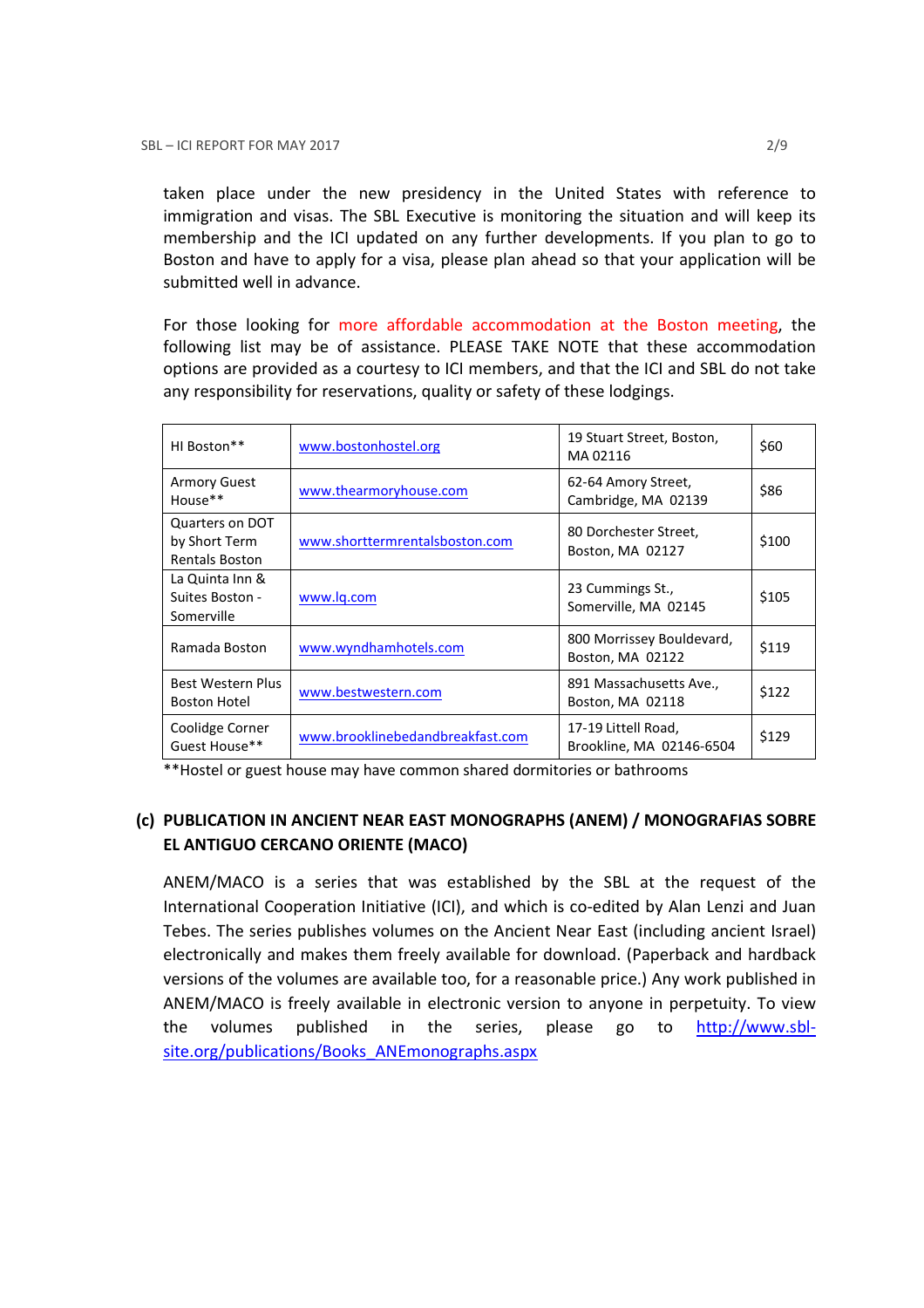taken place under the new presidency in the United States with reference to immigration and visas. The SBL Executive is monitoring the situation and will keep its membership and the ICI updated on any further developments. If you plan to go to Boston and have to apply for a visa, please plan ahead so that your application will be submitted well in advance.

For those looking for more affordable accommodation at the Boston meeting, the following list may be of assistance. PLEASE TAKE NOTE that these accommodation options are provided as a courtesy to ICI members, and that the ICI and SBL do not take any responsibility for reservations, quality or safety of these lodgings.

| | | | |
|---|---|---|---|
| HI Boston** | www.bostonhostel.org | 19 Stuart Street, Boston, MA 02116 | $60 |
| Armory Guest House** | www.thearmoryhouse.com | 62-64 Amory Street, Cambridge, MA 02139 | $86 |
| Quarters on DOT by Short Term Rentals Boston | www.shorttermrentalsboston.com | 80 Dorchester Street, Boston, MA 02127 | $100 |
| La Quinta Inn & Suites Boston - Somerville | www.lq.com | 23 Cummings St., Somerville, MA 02145 | $105 |
| Ramada Boston | www.wyndhamhotels.com | 800 Morrissey Bouldevard, Boston, MA 02122 | $119 |
| Best Western Plus Boston Hotel | www.bestwestern.com | 891 Massachusetts Ave., Boston, MA 02118 | $122 |
| Coolidge Corner Guest House** | www.brooklinebedandbreakfast.com | 17-19 Littell Road, Brookline, MA 02146-6504 | $129 |

**Hostel or guest house may have common shared dormitories or bathrooms

### (c) PUBLICATION IN ANCIENT NEAR EAST MONOGRAPHS (ANEM) / MONOGRAFIAS SOBRE EL ANTIGUO CERCANO ORIENTE (MACO)

ANEM/MACO is a series that was established by the SBL at the request of the International Cooperation Initiative (ICI), and which is co-edited by Alan Lenzi and Juan Tebes. The series publishes volumes on the Ancient Near East (including ancient Israel) electronically and makes them freely available for download. (Paperback and hardback versions of the volumes are available too, for a reasonable price.) Any work published in ANEM/MACO is freely available in electronic version to anyone in perpetuity. To view the volumes published in the series, please go to http://www.sbl-site.org/publications/Books_ANEmonographs.aspx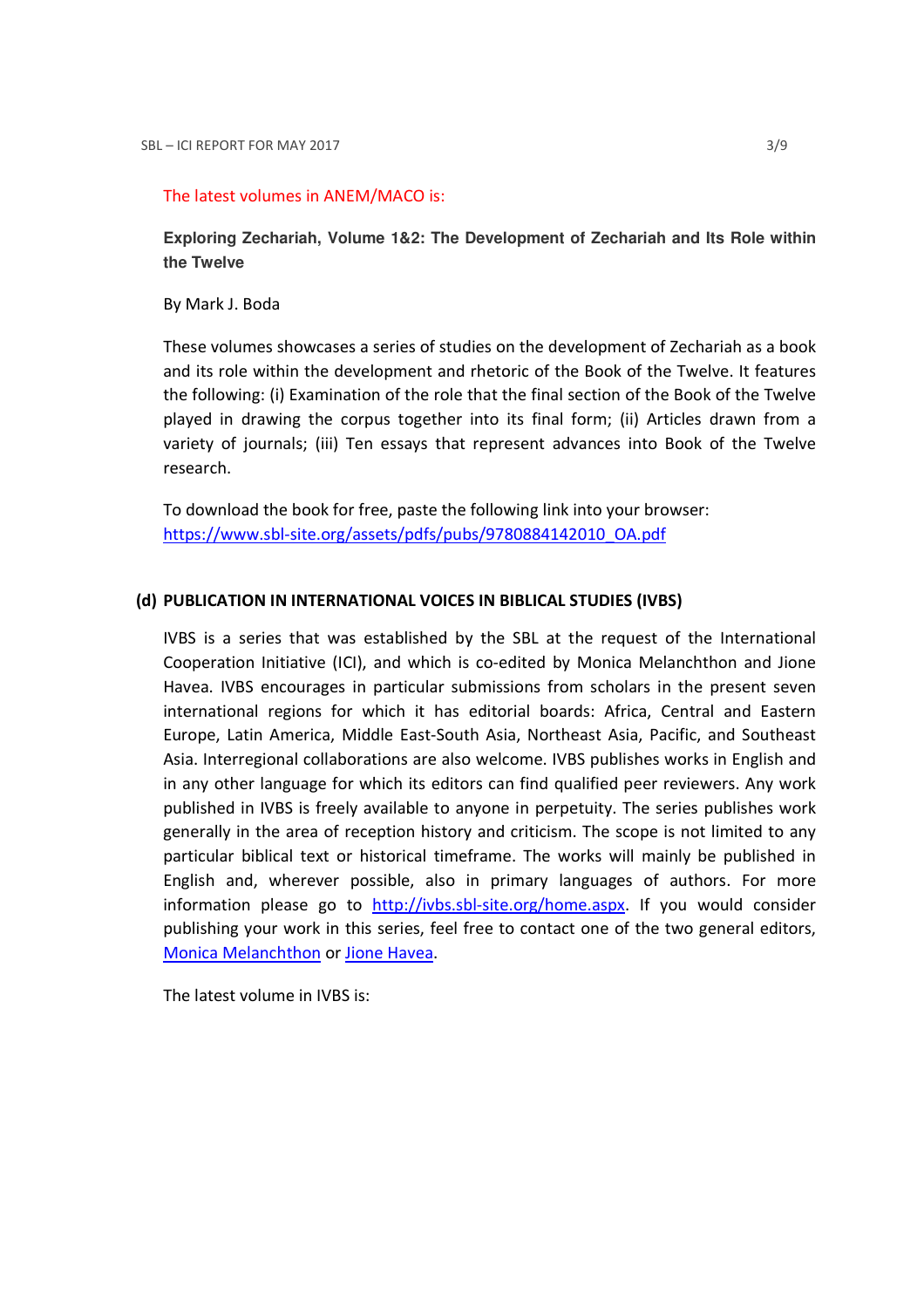The latest volumes in ANEM/MACO is:

**Exploring Zechariah, Volume 1&2: The Development of Zechariah and Its Role within the Twelve**

By Mark J. Boda

These volumes showcases a series of studies on the development of Zechariah as a book and its role within the development and rhetoric of the Book of the Twelve. It features the following: (i) Examination of the role that the final section of the Book of the Twelve played in drawing the corpus together into its final form; (ii) Articles drawn from a variety of journals; (iii) Ten essays that represent advances into Book of the Twelve research.

To download the book for free, paste the following link into your browser: [https://www.sbl-site.org/assets/pdfs/pubs/9780884142010_OA.pdf](https://www.sbl-site.org/assets/pdfs/pubs/9780884142010_OA.pdf)

## (d) PUBLICATION IN INTERNATIONAL VOICES IN BIBLICAL STUDIES (IVBS)

IVBS is a series that was established by the SBL at the request of the International Cooperation Initiative (ICI), and which is co-edited by Monica Melanchthon and Jione Havea. IVBS encourages in particular submissions from scholars in the present seven international regions for which it has editorial boards: Africa, Central and Eastern Europe, Latin America, Middle East-South Asia, Northeast Asia, Pacific, and Southeast Asia. Interregional collaborations are also welcome. IVBS publishes works in English and in any other language for which its editors can find qualified peer reviewers. Any work published in IVBS is freely available to anyone in perpetuity. The series publishes work generally in the area of reception history and criticism. The scope is not limited to any particular biblical text or historical timeframe. The works will mainly be published in English and, wherever possible, also in primary languages of authors. For more information please go to [http://ivbs.sbl-site.org/home.aspx](http://ivbs.sbl-site.org/home.aspx). If you would consider publishing your work in this series, feel free to contact one of the two general editors, Monica Melanchthon or Jione Havea.

The latest volume in IVBS is: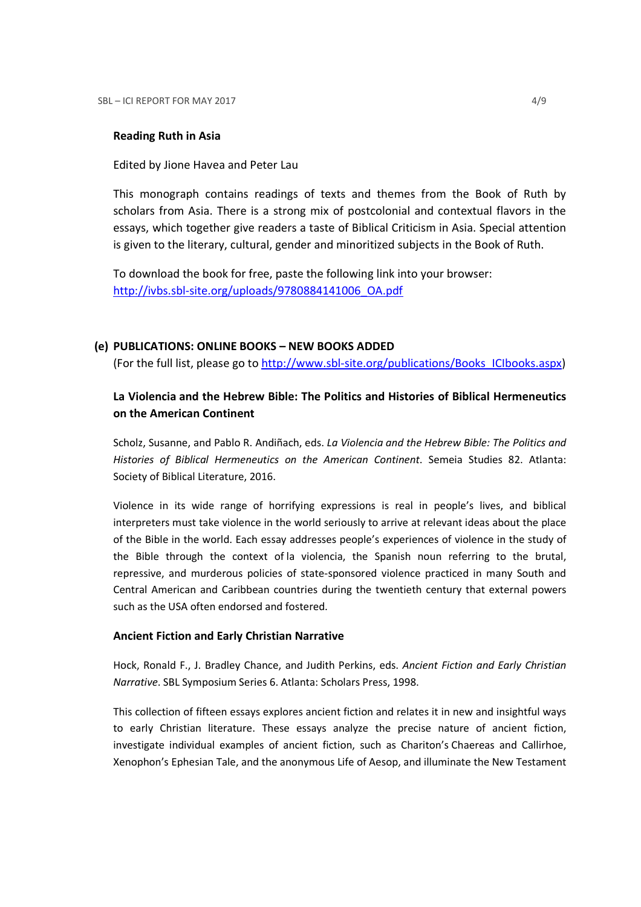**Reading Ruth in Asia**

Edited by Jione Havea and Peter Lau

This monograph contains readings of texts and themes from the Book of Ruth by scholars from Asia. There is a strong mix of postcolonial and contextual flavors in the essays, which together give readers a taste of Biblical Criticism in Asia. Special attention is given to the literary, cultural, gender and minoritized subjects in the Book of Ruth.

To download the book for free, paste the following link into your browser: [http://ivbs.sbl-site.org/uploads/9780884141006_OA.pdf](http://ivbs.sbl-site.org/uploads/9780884141006_OA.pdf)

## (e) PUBLICATIONS: ONLINE BOOKS – NEW BOOKS ADDED

(For the full list, please go to [http://www.sbl-site.org/publications/Books_ICIbooks.aspx](http://www.sbl-site.org/publications/Books_ICIbooks.aspx))

**La Violencia and the Hebrew Bible: The Politics and Histories of Biblical Hermeneutics on the American Continent**

Scholz, Susanne, and Pablo R. Andiñach, eds. *La Violencia and the Hebrew Bible: The Politics and Histories of Biblical Hermeneutics on the American Continent*. Semeia Studies 82. Atlanta: Society of Biblical Literature, 2016.

Violence in its wide range of horrifying expressions is real in people's lives, and biblical interpreters must take violence in the world seriously to arrive at relevant ideas about the place of the Bible in the world. Each essay addresses people's experiences of violence in the study of the Bible through the context of la violencia, the Spanish noun referring to the brutal, repressive, and murderous policies of state-sponsored violence practiced in many South and Central American and Caribbean countries during the twentieth century that external powers such as the USA often endorsed and fostered.

**Ancient Fiction and Early Christian Narrative**

Hock, Ronald F., J. Bradley Chance, and Judith Perkins, eds. *Ancient Fiction and Early Christian Narrative*. SBL Symposium Series 6. Atlanta: Scholars Press, 1998.

This collection of fifteen essays explores ancient fiction and relates it in new and insightful ways to early Christian literature. These essays analyze the precise nature of ancient fiction, investigate individual examples of ancient fiction, such as Chariton's Chaereas and Callirhoe, Xenophon's Ephesian Tale, and the anonymous Life of Aesop, and illuminate the New Testament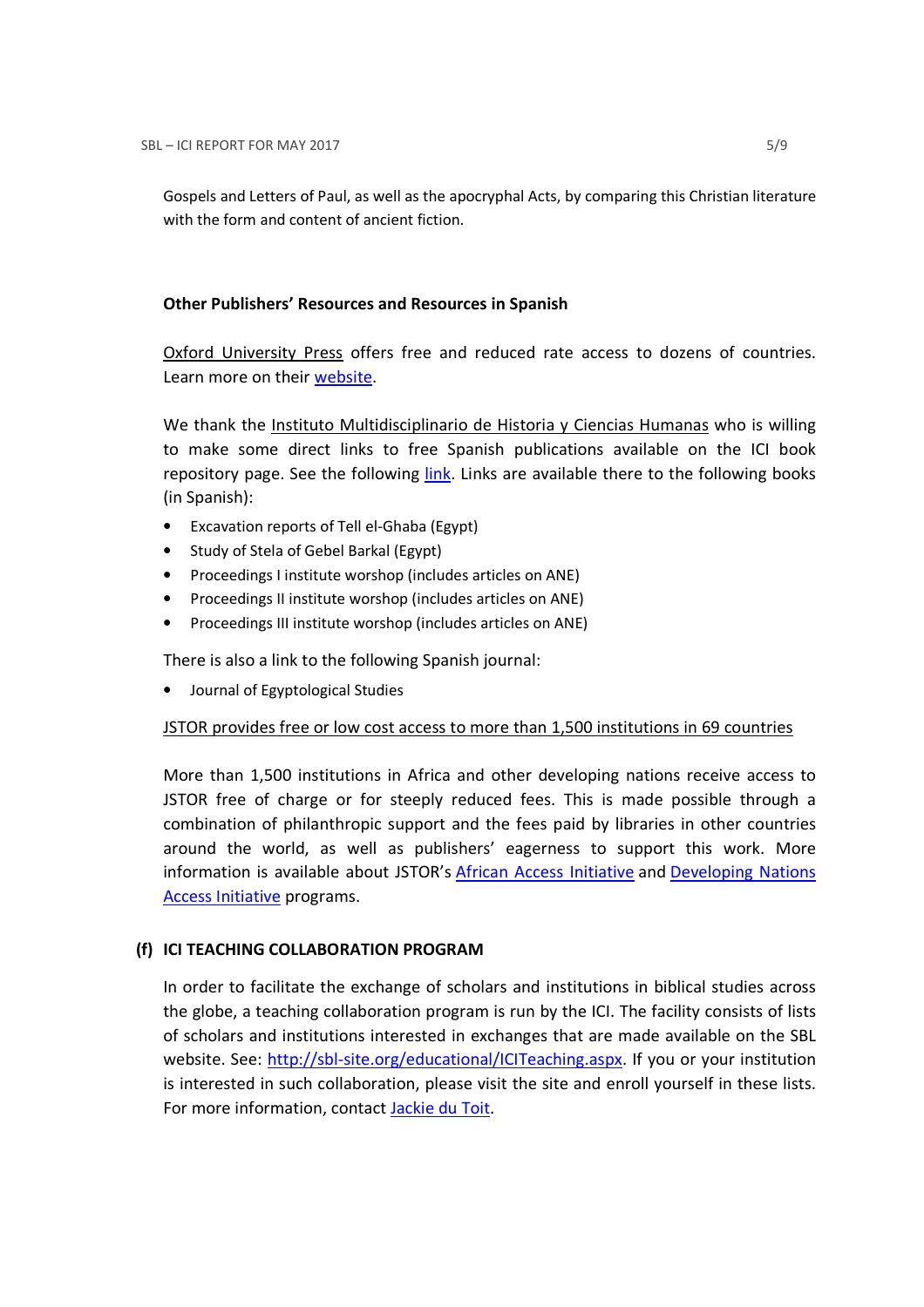Gospels and Letters of Paul, as well as the apocryphal Acts, by comparing this Christian literature with the form and content of ancient fiction.

**Other Publishers' Resources and Resources in Spanish**

Oxford University Press offers free and reduced rate access to dozens of countries. Learn more on their website.

We thank the Instituto Multidisciplinario de Historia y Ciencias Humanas who is willing to make some direct links to free Spanish publications available on the ICI book repository page. See the following link. Links are available there to the following books (in Spanish):

- Excavation reports of Tell el-Ghaba (Egypt)
- Study of Stela of Gebel Barkal (Egypt)
- Proceedings I institute worshop (includes articles on ANE)
- Proceedings II institute worshop (includes articles on ANE)
- Proceedings III institute worshop (includes articles on ANE)

There is also a link to the following Spanish journal:

- Journal of Egyptological Studies

JSTOR provides free or low cost access to more than 1,500 institutions in 69 countries

More than 1,500 institutions in Africa and other developing nations receive access to JSTOR free of charge or for steeply reduced fees. This is made possible through a combination of philanthropic support and the fees paid by libraries in other countries around the world, as well as publishers' eagerness to support this work. More information is available about JSTOR's African Access Initiative and Developing Nations Access Initiative programs.

## (f) ICI TEACHING COLLABORATION PROGRAM

In order to facilitate the exchange of scholars and institutions in biblical studies across the globe, a teaching collaboration program is run by the ICI. The facility consists of lists of scholars and institutions interested in exchanges that are made available on the SBL website. See: http://sbl-site.org/educational/ICITeaching.aspx. If you or your institution is interested in such collaboration, please visit the site and enroll yourself in these lists. For more information, contact Jackie du Toit.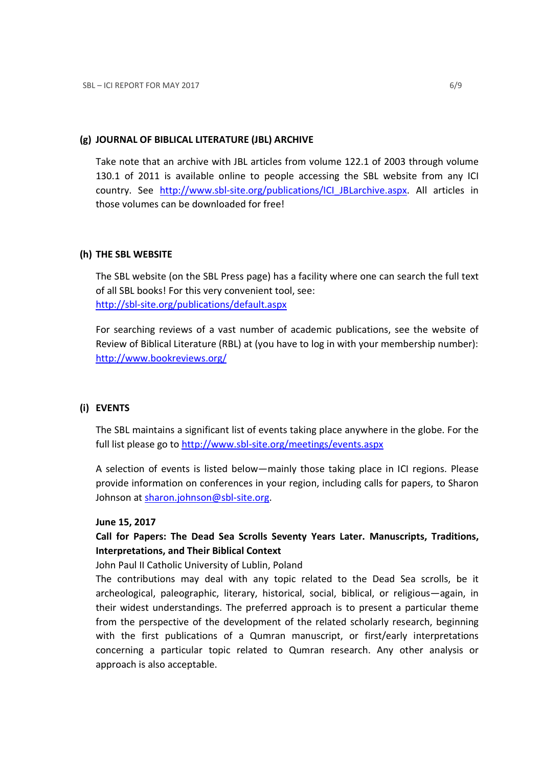### (g) JOURNAL OF BIBLICAL LITERATURE (JBL) ARCHIVE

Take note that an archive with JBL articles from volume 122.1 of 2003 through volume 130.1 of 2011 is available online to people accessing the SBL website from any ICI country. See http://www.sbl-site.org/publications/ICI_JBLarchive.aspx. All articles in those volumes can be downloaded for free!

### (h) THE SBL WEBSITE

The SBL website (on the SBL Press page) has a facility where one can search the full text of all SBL books! For this very convenient tool, see: http://sbl-site.org/publications/default.aspx

For searching reviews of a vast number of academic publications, see the website of Review of Biblical Literature (RBL) at (you have to log in with your membership number): http://www.bookreviews.org/

### (i) EVENTS

The SBL maintains a significant list of events taking place anywhere in the globe. For the full list please go to http://www.sbl-site.org/meetings/events.aspx

A selection of events is listed below—mainly those taking place in ICI regions. Please provide information on conferences in your region, including calls for papers, to Sharon Johnson at sharon.johnson@sbl-site.org.

**June 15, 2017**

**Call for Papers: The Dead Sea Scrolls Seventy Years Later. Manuscripts, Traditions, Interpretations, and Their Biblical Context**

John Paul II Catholic University of Lublin, Poland

The contributions may deal with any topic related to the Dead Sea scrolls, be it archeological, paleographic, literary, historical, social, biblical, or religious—again, in their widest understandings. The preferred approach is to present a particular theme from the perspective of the development of the related scholarly research, beginning with the first publications of a Qumran manuscript, or first/early interpretations concerning a particular topic related to Qumran research. Any other analysis or approach is also acceptable.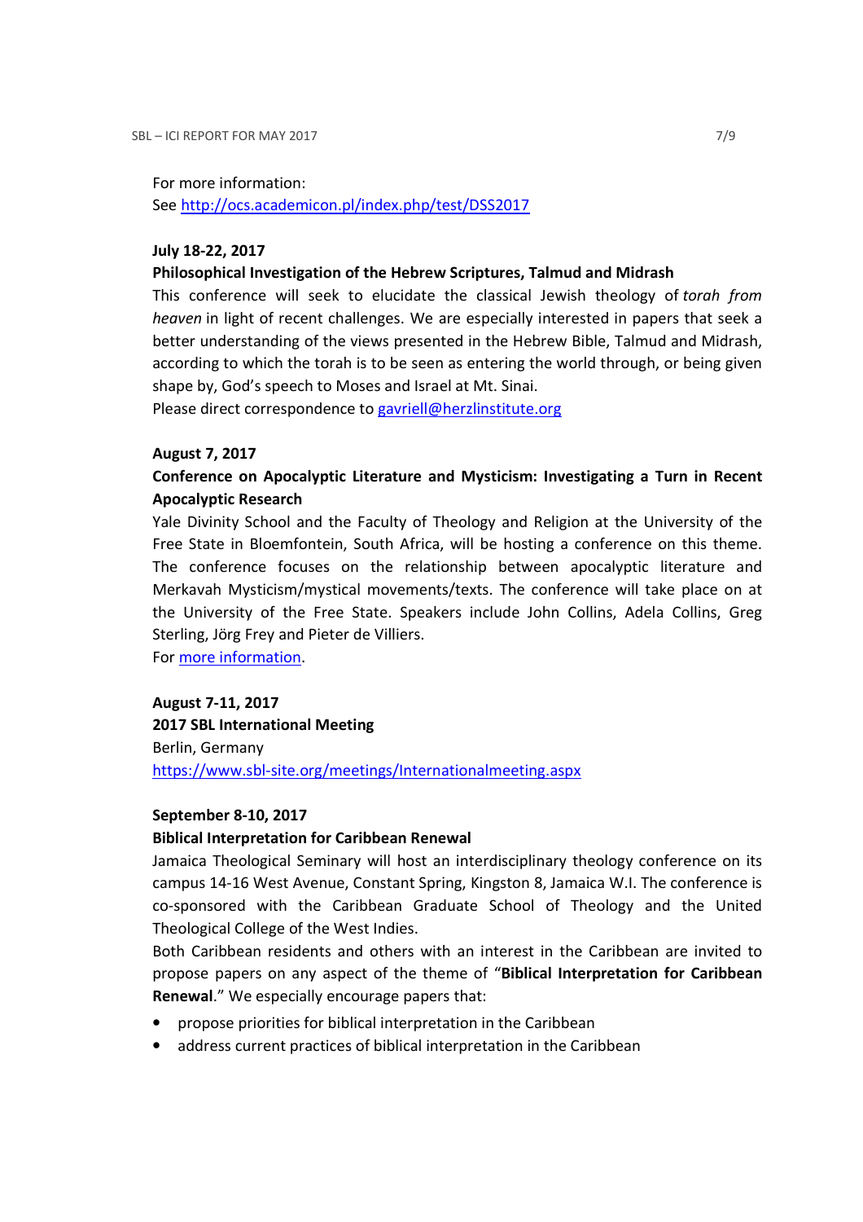For more information:
See http://ocs.academicon.pl/index.php/test/DSS2017

**July 18-22, 2017**

**Philosophical Investigation of the Hebrew Scriptures, Talmud and Midrash**

This conference will seek to elucidate the classical Jewish theology of *torah from heaven* in light of recent challenges. We are especially interested in papers that seek a better understanding of the views presented in the Hebrew Bible, Talmud and Midrash, according to which the torah is to be seen as entering the world through, or being given shape by, God's speech to Moses and Israel at Mt. Sinai.
Please direct correspondence to gavriell@herzlinstitute.org

**August 7, 2017**

**Conference on Apocalyptic Literature and Mysticism: Investigating a Turn in Recent Apocalyptic Research**

Yale Divinity School and the Faculty of Theology and Religion at the University of the Free State in Bloemfontein, South Africa, will be hosting a conference on this theme. The conference focuses on the relationship between apocalyptic literature and Merkavah Mysticism/mystical movements/texts. The conference will take place on at the University of the Free State. Speakers include John Collins, Adela Collins, Greg Sterling, Jörg Frey and Pieter de Villiers.
For more information.

**August 7-11, 2017**

**2017 SBL International Meeting**

Berlin, Germany
https://www.sbl-site.org/meetings/Internationalmeeting.aspx

**September 8-10, 2017**

**Biblical Interpretation for Caribbean Renewal**

Jamaica Theological Seminary will host an interdisciplinary theology conference on its campus 14-16 West Avenue, Constant Spring, Kingston 8, Jamaica W.I. The conference is co-sponsored with the Caribbean Graduate School of Theology and the United Theological College of the West Indies.

Both Caribbean residents and others with an interest in the Caribbean are invited to propose papers on any aspect of the theme of "**Biblical Interpretation for Caribbean Renewal**." We especially encourage papers that:

- propose priorities for biblical interpretation in the Caribbean
- address current practices of biblical interpretation in the Caribbean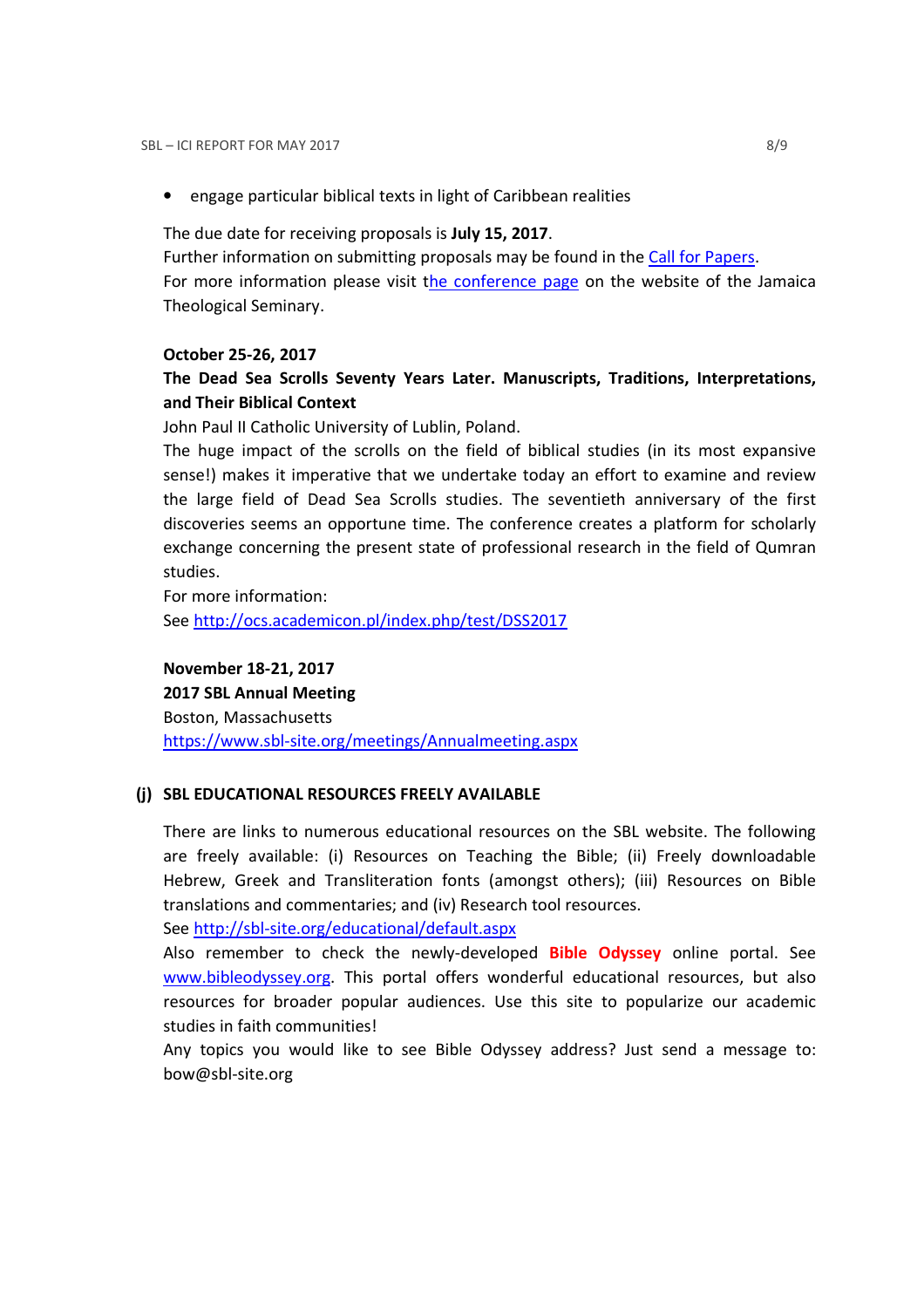- engage particular biblical texts in light of Caribbean realities

The due date for receiving proposals is **July 15, 2017**.
Further information on submitting proposals may be found in the Call for Papers.
For more information please visit the conference page on the website of the Jamaica Theological Seminary.

**October 25-26, 2017**
**The Dead Sea Scrolls Seventy Years Later. Manuscripts, Traditions, Interpretations, and Their Biblical Context**
John Paul II Catholic University of Lublin, Poland.
The huge impact of the scrolls on the field of biblical studies (in its most expansive sense!) makes it imperative that we undertake today an effort to examine and review the large field of Dead Sea Scrolls studies. The seventieth anniversary of the first discoveries seems an opportune time. The conference creates a platform for scholarly exchange concerning the present state of professional research in the field of Qumran studies.
For more information:
See http://ocs.academicon.pl/index.php/test/DSS2017

**November 18-21, 2017**
**2017 SBL Annual Meeting**
Boston, Massachusetts
https://www.sbl-site.org/meetings/Annualmeeting.aspx

## (j) SBL EDUCATIONAL RESOURCES FREELY AVAILABLE

There are links to numerous educational resources on the SBL website. The following are freely available: (i) Resources on Teaching the Bible; (ii) Freely downloadable Hebrew, Greek and Transliteration fonts (amongst others); (iii) Resources on Bible translations and commentaries; and (iv) Research tool resources.
See http://sbl-site.org/educational/default.aspx
Also remember to check the newly-developed **Bible Odyssey** online portal. See www.bibleodyssey.org. This portal offers wonderful educational resources, but also resources for broader popular audiences. Use this site to popularize our academic studies in faith communities!
Any topics you would like to see Bible Odyssey address? Just send a message to: bow@sbl-site.org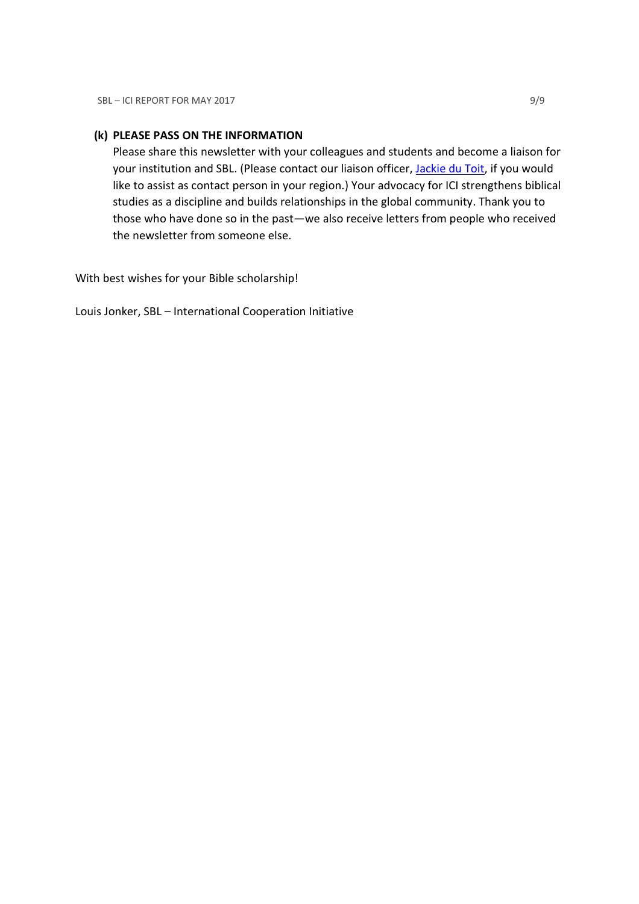### (k) PLEASE PASS ON THE INFORMATION

Please share this newsletter with your colleagues and students and become a liaison for your institution and SBL. (Please contact our liaison officer, Jackie du Toit, if you would like to assist as contact person in your region.) Your advocacy for ICI strengthens biblical studies as a discipline and builds relationships in the global community. Thank you to those who have done so in the past—we also receive letters from people who received the newsletter from someone else.

With best wishes for your Bible scholarship!

Louis Jonker, SBL – International Cooperation Initiative